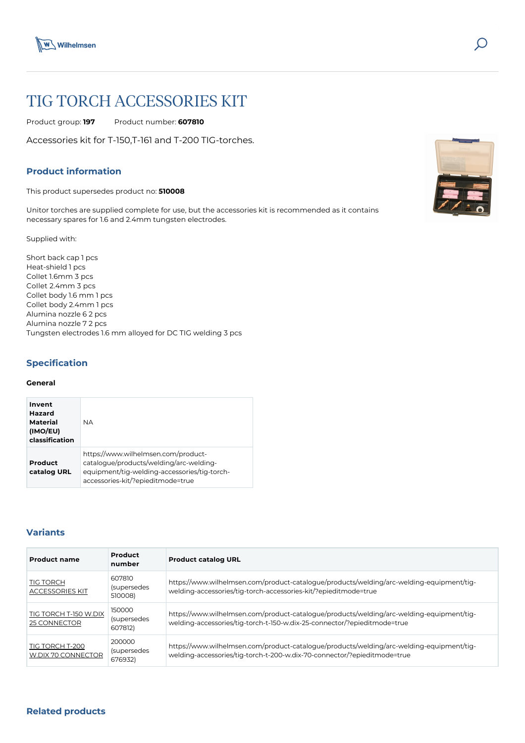# TIG TORCH ACCESSORIES KIT

Product group: **197** Product number: **607810**

Accessories kit for T-150,T-161 and T-200 TIG-torches.

## Product information

This product supersedes product no: **510008**

Unitor torches are supplied complete for use, but the accessories kit is recommended as it contains necessary spares for 1.6 and 2.4mm tungsten electrodes.

Supplied with:

Short back cap 1 pcs
Heat-shield 1 pcs
Collet 1.6mm 3 pcs
Collet 2.4mm 3 pcs
Collet body 1.6 mm 1 pcs
Collet body 2.4mm 1 pcs
Alumina nozzle 6 2 pcs
Alumina nozzle 7 2 pcs
Tungsten electrodes 1.6 mm alloyed for DC TIG welding 3 pcs

## Specification

### General

| | |
|---|---|
| **Invent Hazard Material (IMO/EU) classification** | NA |
| **Product catalog URL** | https://www.wilhelmsen.com/product-catalogue/products/welding/arc-welding-equipment/tig-welding-accessories/tig-torch-accessories-kit/?epieditmode=true |

## Variants

| Product name | Product number | Product catalog URL |
|---|---|---|
| TIG TORCH ACCESSORIES KIT | 607810 (supersedes 510008) | https://www.wilhelmsen.com/product-catalogue/products/welding/arc-welding-equipment/tig-welding-accessories/tig-torch-accessories-kit/?epieditmode=true |
| TIG TORCH T-150 W.DIX 25 CONNECTOR | 150000 (supersedes 607812) | https://www.wilhelmsen.com/product-catalogue/products/welding/arc-welding-equipment/tig-welding-accessories/tig-torch-t-150-w.dix-25-connector/?epieditmode=true |
| TIG TORCH T-200 W.DIX 70 CONNECTOR | 200000 (supersedes 676932) | https://www.wilhelmsen.com/product-catalogue/products/welding/arc-welding-equipment/tig-welding-accessories/tig-torch-t-200-w.dix-70-connector/?epieditmode=true |

## Related products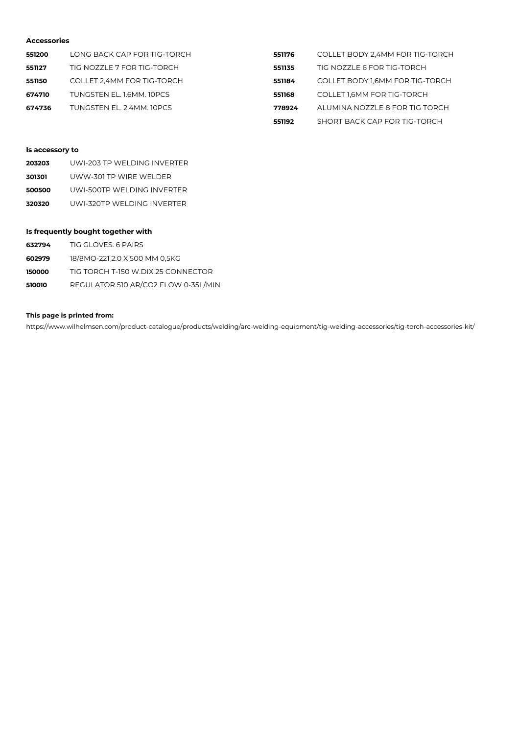**Accessories**

| | |
|---|---|
| **551200** | LONG BACK CAP FOR TIG-TORCH |
| **551127** | TIG NOZZLE 7 FOR TIG-TORCH |
| **551150** | COLLET 2,4MM FOR TIG-TORCH |
| **674710** | TUNGSTEN EL. 1.6MM. 10PCS |
| **674736** | TUNGSTEN EL. 2.4MM. 10PCS |
| **551176** | COLLET BODY 2,4MM FOR TIG-TORCH |
| **551135** | TIG NOZZLE 6 FOR TIG-TORCH |
| **551184** | COLLET BODY 1,6MM FOR TIG-TORCH |
| **551168** | COLLET 1,6MM FOR TIG-TORCH |
| **778924** | ALUMINA NOZZLE 8 FOR TIG TORCH |
| **551192** | SHORT BACK CAP FOR TIG-TORCH |

**Is accessory to**

| | |
|---|---|
| **203203** | UWI-203 TP WELDING INVERTER |
| **301301** | UWW-301 TP WIRE WELDER |
| **500500** | UWI-500TP WELDING INVERTER |
| **320320** | UWI-320TP WELDING INVERTER |

**Is frequently bought together with**

| | |
|---|---|
| **632794** | TIG GLOVES. 6 PAIRS |
| **602979** | 18/8MO-221 2.0 X 500 MM 0,5KG |
| **150000** | TIG TORCH T-150 W.DIX 25 CONNECTOR |
| **510010** | REGULATOR 510 AR/CO2 FLOW 0-35L/MIN |

**This page is printed from:**

https://www.wilhelmsen.com/product-catalogue/products/welding/arc-welding-equipment/tig-welding-accessories/tig-torch-accessories-kit/